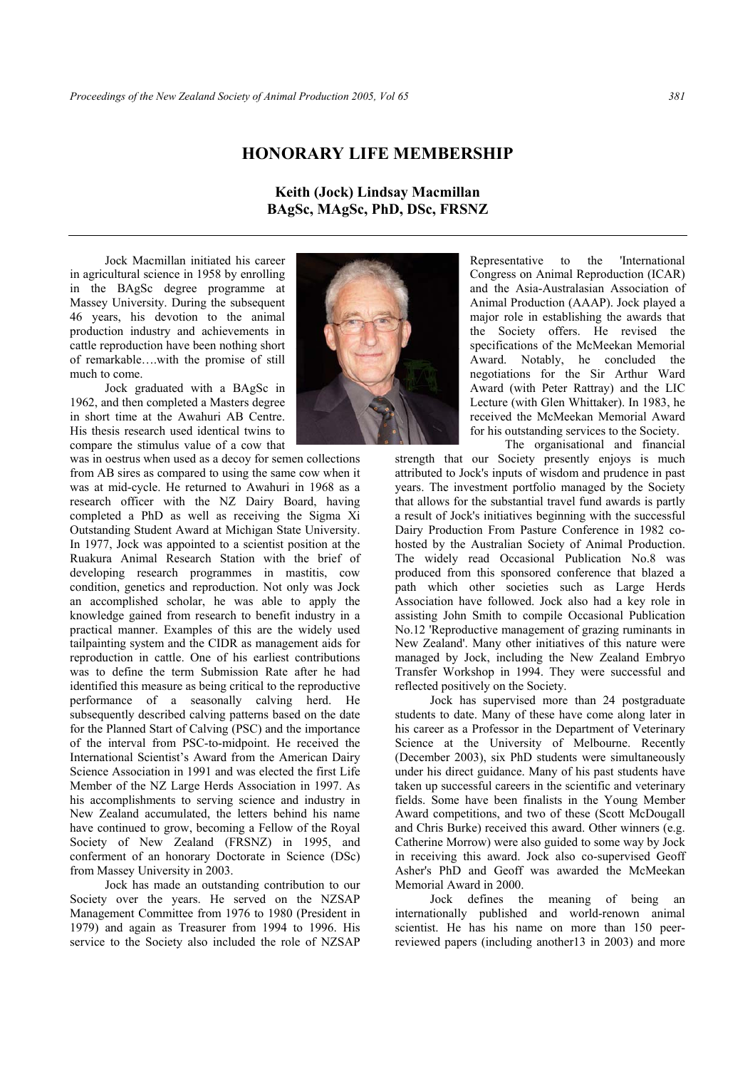# HONORARY LIFE MEMBERSHIP

## Keith (Jock) Lindsay Macmillan
## BAgSc, MAgSc, PhD, DSc, FRSNZ

Jock Macmillan initiated his career in agricultural science in 1958 by enrolling in the BAgSc degree programme at Massey University. During the subsequent 46 years, his devotion to the animal production industry and achievements in cattle reproduction have been nothing short of remarkable….with the promise of still much to come.

Jock graduated with a BAgSc in 1962, and then completed a Masters degree in short time at the Awahuri AB Centre. His thesis research used identical twins to compare the stimulus value of a cow that was in oestrus when used as a decoy for semen collections from AB sires as compared to using the same cow when it was at mid-cycle. He returned to Awahuri in 1968 as a research officer with the NZ Dairy Board, having completed a PhD as well as receiving the Sigma Xi Outstanding Student Award at Michigan State University. In 1977, Jock was appointed to a scientist position at the Ruakura Animal Research Station with the brief of developing research programmes in mastitis, cow condition, genetics and reproduction. Not only was Jock an accomplished scholar, he was able to apply the knowledge gained from research to benefit industry in a practical manner. Examples of this are the widely used tailpainting system and the CIDR as management aids for reproduction in cattle. One of his earliest contributions was to define the term Submission Rate after he had identified this measure as being critical to the reproductive performance of a seasonally calving herd. He subsequently described calving patterns based on the date for the Planned Start of Calving (PSC) and the importance of the interval from PSC-to-midpoint. He received the International Scientist's Award from the American Dairy Science Association in 1991 and was elected the first Life Member of the NZ Large Herds Association in 1997. As his accomplishments to serving science and industry in New Zealand accumulated, the letters behind his name have continued to grow, becoming a Fellow of the Royal Society of New Zealand (FRSNZ) in 1995, and conferment of an honorary Doctorate in Science (DSc) from Massey University in 2003.

Jock has made an outstanding contribution to our Society over the years. He served on the NZSAP Management Committee from 1976 to 1980 (President in 1979) and again as Treasurer from 1994 to 1996. His service to the Society also included the role of NZSAP Representative to the 'International Congress on Animal Reproduction (ICAR) and the Asia-Australasian Association of Animal Production (AAAP). Jock played a major role in establishing the awards that the Society offers. He revised the specifications of the McMeekan Memorial Award. Notably, he concluded the negotiations for the Sir Arthur Ward Award (with Peter Rattray) and the LIC Lecture (with Glen Whittaker). In 1983, he received the McMeekan Memorial Award for his outstanding services to the Society.

The organisational and financial strength that our Society presently enjoys is much attributed to Jock's inputs of wisdom and prudence in past years. The investment portfolio managed by the Society that allows for the substantial travel fund awards is partly a result of Jock's initiatives beginning with the successful Dairy Production From Pasture Conference in 1982 co-hosted by the Australian Society of Animal Production. The widely read Occasional Publication No.8 was produced from this sponsored conference that blazed a path which other societies such as Large Herds Association have followed. Jock also had a key role in assisting John Smith to compile Occasional Publication No.12 'Reproductive management of grazing ruminants in New Zealand'. Many other initiatives of this nature were managed by Jock, including the New Zealand Embryo Transfer Workshop in 1994. They were successful and reflected positively on the Society.

Jock has supervised more than 24 postgraduate students to date. Many of these have come along later in his career as a Professor in the Department of Veterinary Science at the University of Melbourne. Recently (December 2003), six PhD students were simultaneously under his direct guidance. Many of his past students have taken up successful careers in the scientific and veterinary fields. Some have been finalists in the Young Member Award competitions, and two of these (Scott McDougall and Chris Burke) received this award. Other winners (e.g. Catherine Morrow) were also guided to some way by Jock in receiving this award. Jock also co-supervised Geoff Asher's PhD and Geoff was awarded the McMeekan Memorial Award in 2000.

Jock defines the meaning of being an internationally published and world-renown animal scientist. He has his name on more than 150 peer-reviewed papers (including another13 in 2003) and more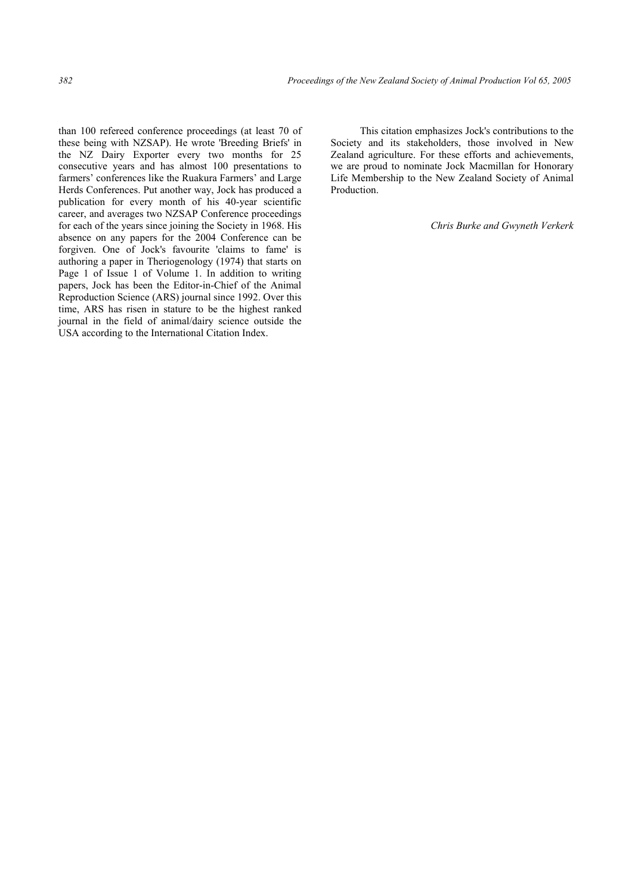than 100 refereed conference proceedings (at least 70 of these being with NZSAP). He wrote 'Breeding Briefs' in the NZ Dairy Exporter every two months for 25 consecutive years and has almost 100 presentations to farmers' conferences like the Ruakura Farmers' and Large Herds Conferences. Put another way, Jock has produced a publication for every month of his 40-year scientific career, and averages two NZSAP Conference proceedings for each of the years since joining the Society in 1968. His absence on any papers for the 2004 Conference can be forgiven. One of Jock's favourite 'claims to fame' is authoring a paper in Theriogenology (1974) that starts on Page 1 of Issue 1 of Volume 1. In addition to writing papers, Jock has been the Editor-in-Chief of the Animal Reproduction Science (ARS) journal since 1992. Over this time, ARS has risen in stature to be the highest ranked journal in the field of animal/dairy science outside the USA according to the International Citation Index.

This citation emphasizes Jock's contributions to the Society and its stakeholders, those involved in New Zealand agriculture. For these efforts and achievements, we are proud to nominate Jock Macmillan for Honorary Life Membership to the New Zealand Society of Animal Production.

*Chris Burke and Gwyneth Verkerk*